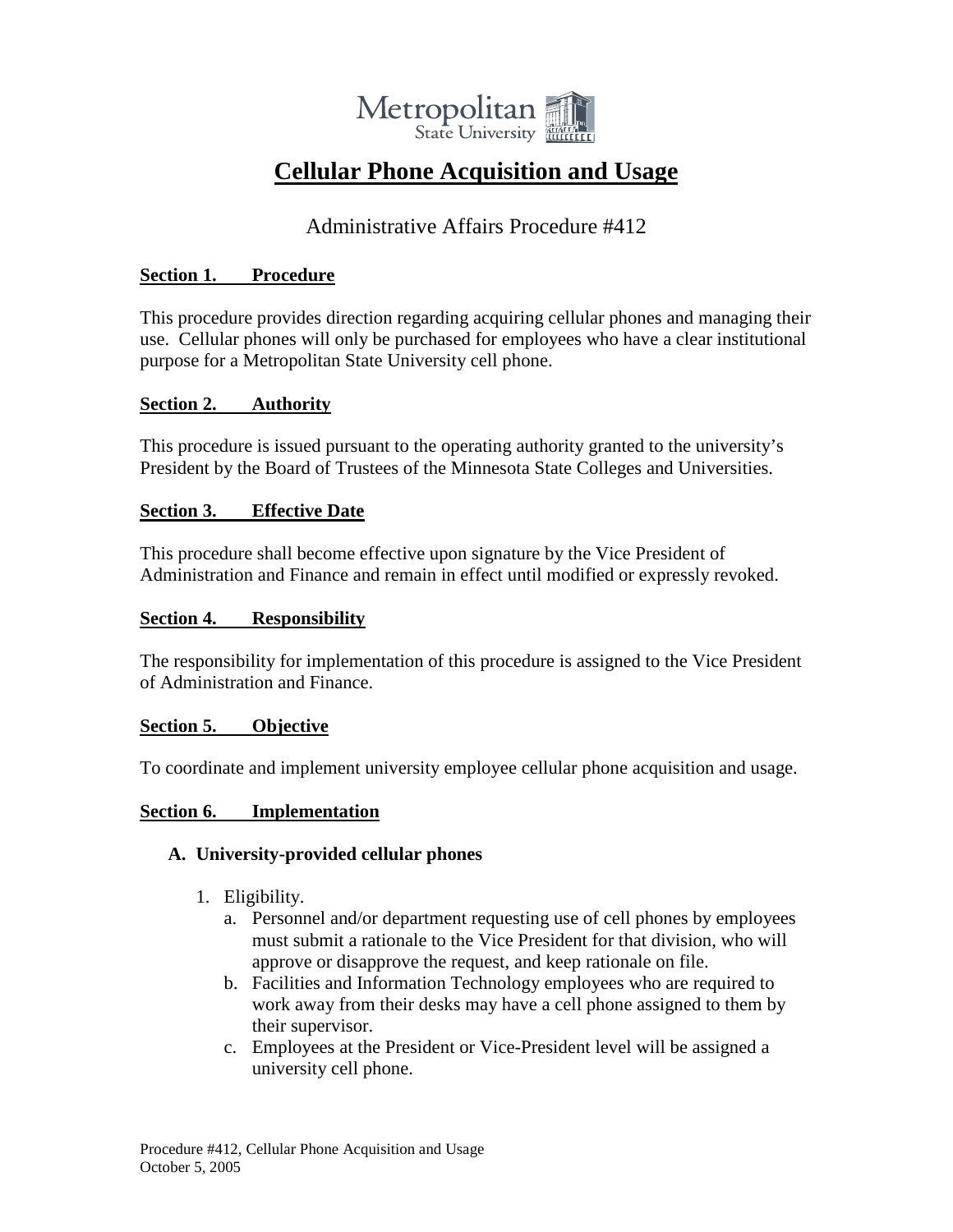Metropolitan State University

# Cellular Phone Acquisition and Usage

Administrative Affairs Procedure #412

## Section 1. Procedure

This procedure provides direction regarding acquiring cellular phones and managing their use. Cellular phones will only be purchased for employees who have a clear institutional purpose for a Metropolitan State University cell phone.

## Section 2. Authority

This procedure is issued pursuant to the operating authority granted to the university's President by the Board of Trustees of the Minnesota State Colleges and Universities.

## Section 3. Effective Date

This procedure shall become effective upon signature by the Vice President of Administration and Finance and remain in effect until modified or expressly revoked.

## Section 4. Responsibility

The responsibility for implementation of this procedure is assigned to the Vice President of Administration and Finance.

## Section 5. Objective

To coordinate and implement university employee cellular phone acquisition and usage.

## Section 6. Implementation

### A. University-provided cellular phones

1. Eligibility.
   a. Personnel and/or department requesting use of cell phones by employees must submit a rationale to the Vice President for that division, who will approve or disapprove the request, and keep rationale on file.
   b. Facilities and Information Technology employees who are required to work away from their desks may have a cell phone assigned to them by their supervisor.
   c. Employees at the President or Vice-President level will be assigned a university cell phone.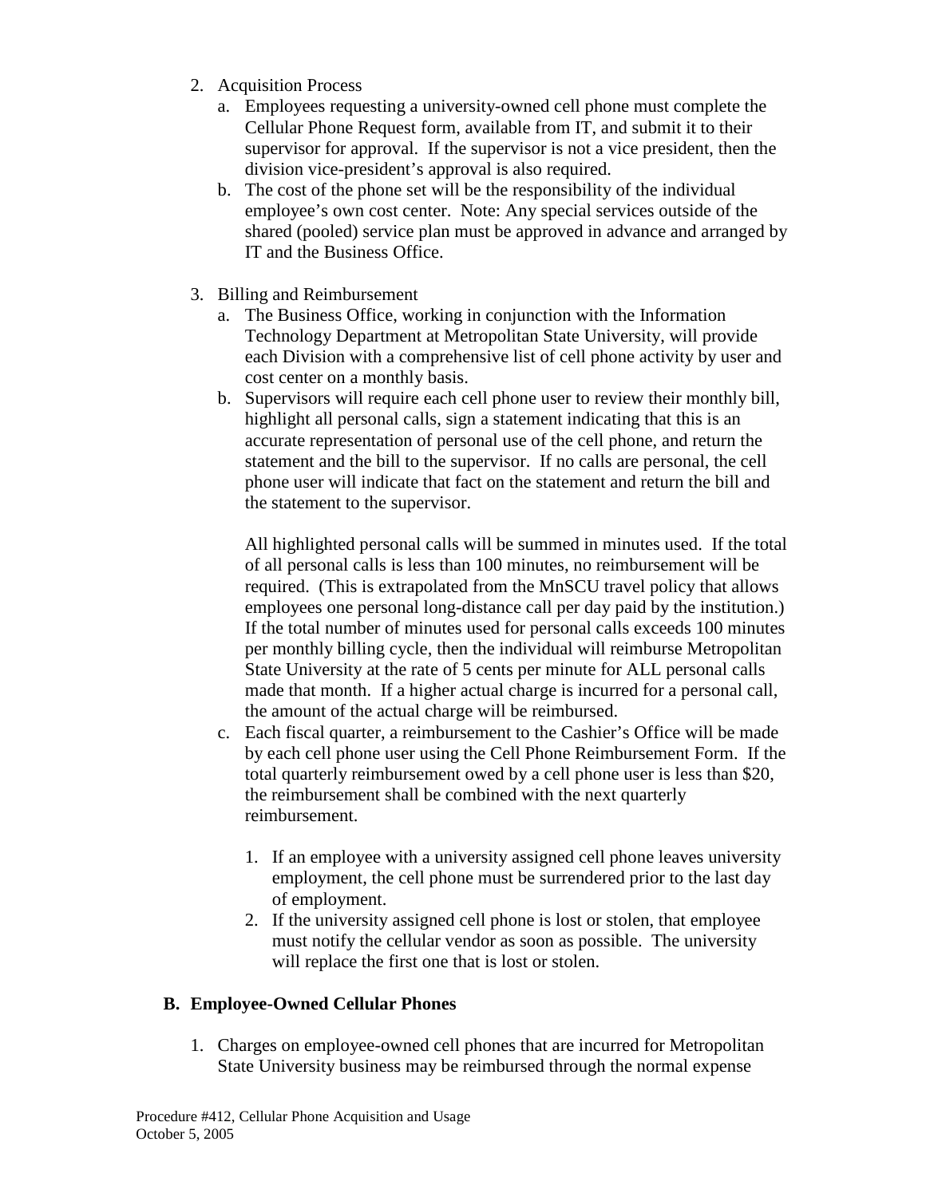2. Acquisition Process
   a. Employees requesting a university-owned cell phone must complete the Cellular Phone Request form, available from IT, and submit it to their supervisor for approval. If the supervisor is not a vice president, then the division vice-president's approval is also required.
   b. The cost of the phone set will be the responsibility of the individual employee's own cost center. Note: Any special services outside of the shared (pooled) service plan must be approved in advance and arranged by IT and the Business Office.

3. Billing and Reimbursement
   a. The Business Office, working in conjunction with the Information Technology Department at Metropolitan State University, will provide each Division with a comprehensive list of cell phone activity by user and cost center on a monthly basis.
   b. Supervisors will require each cell phone user to review their monthly bill, highlight all personal calls, sign a statement indicating that this is an accurate representation of personal use of the cell phone, and return the statement and the bill to the supervisor. If no calls are personal, the cell phone user will indicate that fact on the statement and return the bill and the statement to the supervisor.

      All highlighted personal calls will be summed in minutes used. If the total of all personal calls is less than 100 minutes, no reimbursement will be required. (This is extrapolated from the MnSCU travel policy that allows employees one personal long-distance call per day paid by the institution.) If the total number of minutes used for personal calls exceeds 100 minutes per monthly billing cycle, then the individual will reimburse Metropolitan State University at the rate of 5 cents per minute for ALL personal calls made that month. If a higher actual charge is incurred for a personal call, the amount of the actual charge will be reimbursed.
   c. Each fiscal quarter, a reimbursement to the Cashier's Office will be made by each cell phone user using the Cell Phone Reimbursement Form. If the total quarterly reimbursement owed by a cell phone user is less than $20, the reimbursement shall be combined with the next quarterly reimbursement.

      1. If an employee with a university assigned cell phone leaves university employment, the cell phone must be surrendered prior to the last day of employment.
      2. If the university assigned cell phone is lost or stolen, that employee must notify the cellular vendor as soon as possible. The university will replace the first one that is lost or stolen.

### B. Employee-Owned Cellular Phones

1. Charges on employee-owned cell phones that are incurred for Metropolitan State University business may be reimbursed through the normal expense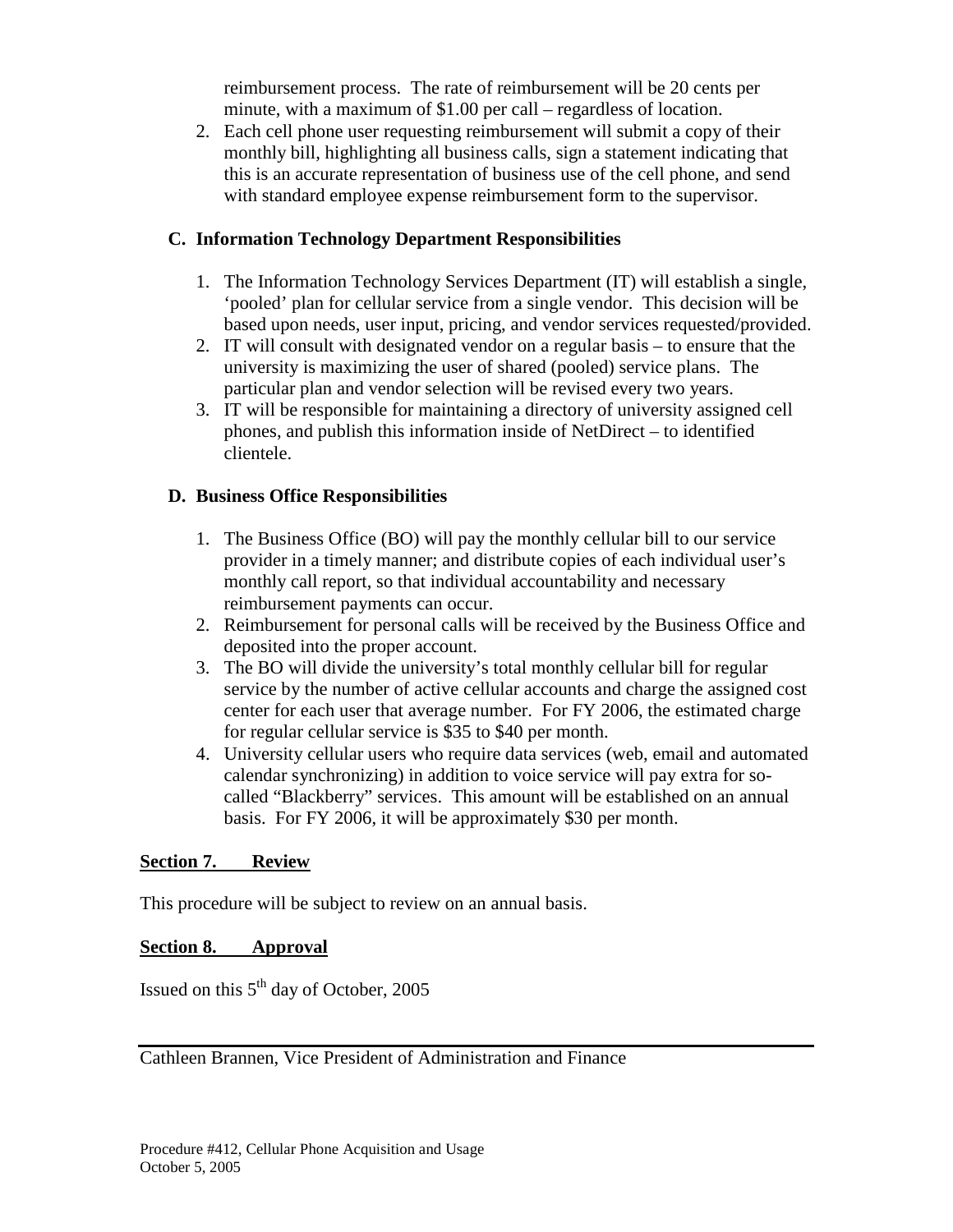reimbursement process. The rate of reimbursement will be 20 cents per minute, with a maximum of $1.00 per call – regardless of location.

2. Each cell phone user requesting reimbursement will submit a copy of their monthly bill, highlighting all business calls, sign a statement indicating that this is an accurate representation of business use of the cell phone, and send with standard employee expense reimbursement form to the supervisor.

### C. Information Technology Department Responsibilities

1. The Information Technology Services Department (IT) will establish a single, 'pooled' plan for cellular service from a single vendor. This decision will be based upon needs, user input, pricing, and vendor services requested/provided.
2. IT will consult with designated vendor on a regular basis – to ensure that the university is maximizing the user of shared (pooled) service plans. The particular plan and vendor selection will be revised every two years.
3. IT will be responsible for maintaining a directory of university assigned cell phones, and publish this information inside of NetDirect – to identified clientele.

### D. Business Office Responsibilities

1. The Business Office (BO) will pay the monthly cellular bill to our service provider in a timely manner; and distribute copies of each individual user's monthly call report, so that individual accountability and necessary reimbursement payments can occur.
2. Reimbursement for personal calls will be received by the Business Office and deposited into the proper account.
3. The BO will divide the university's total monthly cellular bill for regular service by the number of active cellular accounts and charge the assigned cost center for each user that average number. For FY 2006, the estimated charge for regular cellular service is $35 to $40 per month.
4. University cellular users who require data services (web, email and automated calendar synchronizing) in addition to voice service will pay extra for so-called "Blackberry" services. This amount will be established on an annual basis. For FY 2006, it will be approximately $30 per month.

## Section 7. Review

This procedure will be subject to review on an annual basis.

## Section 8. Approval

Issued on this 5th day of October, 2005

Cathleen Brannen, Vice President of Administration and Finance